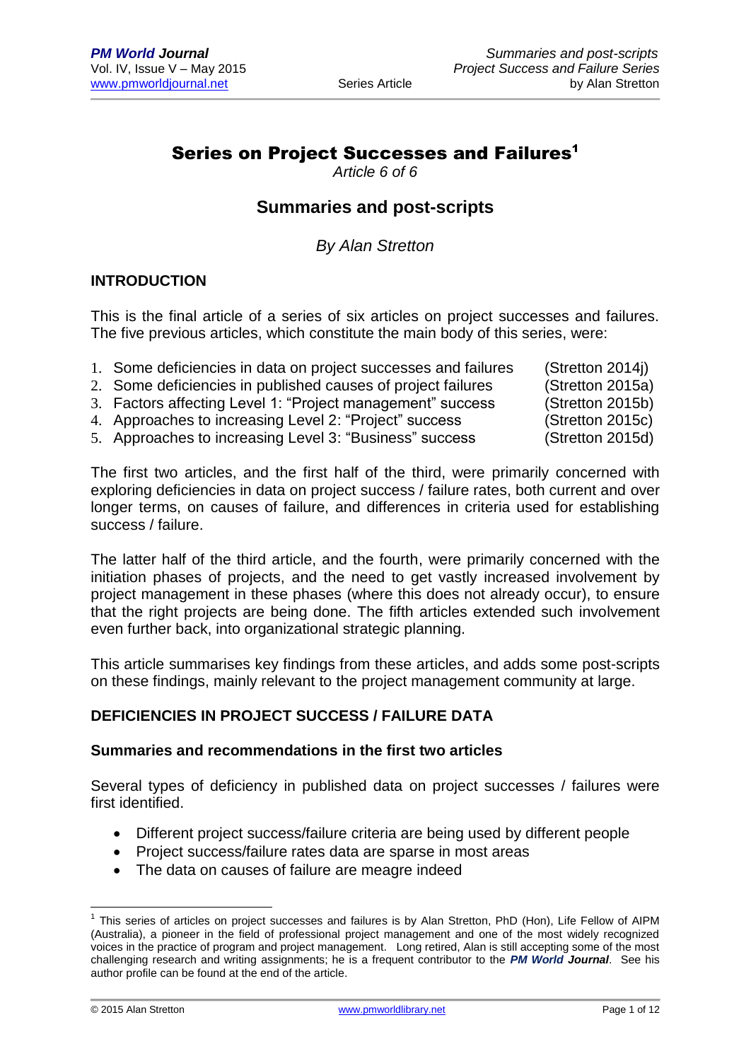# Series on Project Successes and Failures[1]

*Article 6 of 6*

## Summaries and post-scripts

*By Alan Stretton*

### INTRODUCTION

This is the final article of a series of six articles on project successes and failures. The five previous articles, which constitute the main body of this series, were:

1. Some deficiencies in data on project successes and failures (Stretton 2014j)
2. Some deficiencies in published causes of project failures (Stretton 2015a)
3. Factors affecting Level 1: "Project management" success (Stretton 2015b)
4. Approaches to increasing Level 2: "Project" success (Stretton 2015c)
5. Approaches to increasing Level 3: "Business" success (Stretton 2015d)

The first two articles, and the first half of the third, were primarily concerned with exploring deficiencies in data on project success / failure rates, both current and over longer terms, on causes of failure, and differences in criteria used for establishing success / failure.

The latter half of the third article, and the fourth, were primarily concerned with the initiation phases of projects, and the need to get vastly increased involvement by project management in these phases (where this does not already occur), to ensure that the right projects are being done. The fifth articles extended such involvement even further back, into organizational strategic planning.

This article summarises key findings from these articles, and adds some post-scripts on these findings, mainly relevant to the project management community at large.

### DEFICIENCIES IN PROJECT SUCCESS / FAILURE DATA

#### Summaries and recommendations in the first two articles

Several types of deficiency in published data on project successes / failures were first identified.

- Different project success/failure criteria are being used by different people
- Project success/failure rates data are sparse in most areas
- The data on causes of failure are meagre indeed

---

[1] This series of articles on project successes and failures is by Alan Stretton, PhD (Hon), Life Fellow of AIPM (Australia), a pioneer in the field of professional project management and one of the most widely recognized voices in the practice of program and project management. Long retired, Alan is still accepting some of the most challenging research and writing assignments; he is a frequent contributor to the ***PM World Journal***. See his author profile can be found at the end of the article.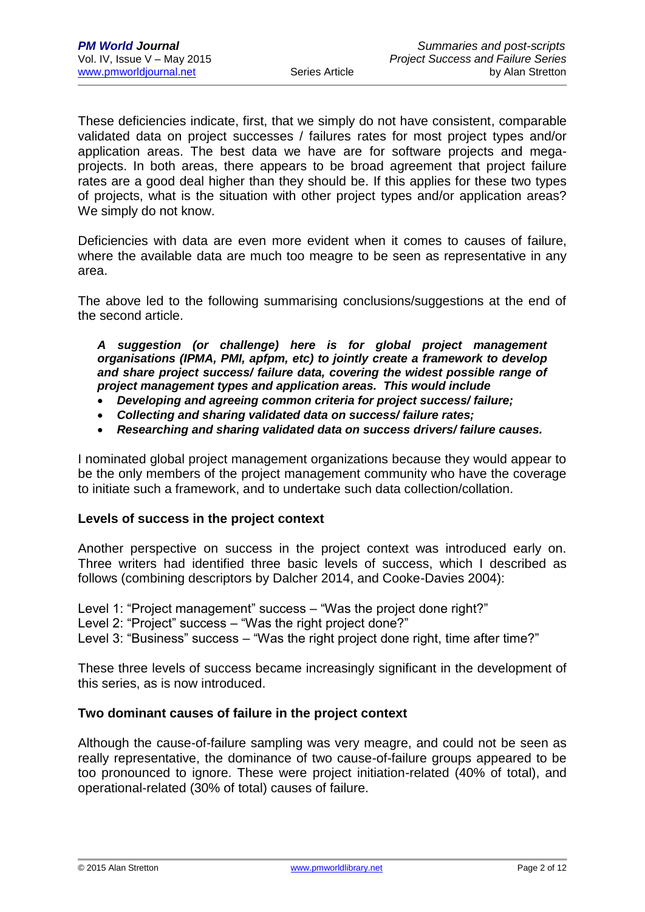These deficiencies indicate, first, that we simply do not have consistent, comparable validated data on project successes / failures rates for most project types and/or application areas. The best data we have are for software projects and mega-projects. In both areas, there appears to be broad agreement that project failure rates are a good deal higher than they should be. If this applies for these two types of projects, what is the situation with other project types and/or application areas? We simply do not know.

Deficiencies with data are even more evident when it comes to causes of failure, where the available data are much too meagre to be seen as representative in any area.

The above led to the following summarising conclusions/suggestions at the end of the second article.

> ***A suggestion (or challenge) here is for global project management organisations (IPMA, PMI, apfpm, etc) to jointly create a framework to develop and share project success/ failure data, covering the widest possible range of project management types and application areas. This would include***
>
> - ***Developing and agreeing common criteria for project success/ failure;***
> - ***Collecting and sharing validated data on success/ failure rates;***
> - ***Researching and sharing validated data on success drivers/ failure causes.***

I nominated global project management organizations because they would appear to be the only members of the project management community who have the coverage to initiate such a framework, and to undertake such data collection/collation.

## Levels of success in the project context

Another perspective on success in the project context was introduced early on. Three writers had identified three basic levels of success, which I described as follows (combining descriptors by Dalcher 2014, and Cooke-Davies 2004):

Level 1: "Project management" success – "Was the project done right?"
Level 2: "Project" success – "Was the right project done?"
Level 3: "Business" success – "Was the right project done right, time after time?"

These three levels of success became increasingly significant in the development of this series, as is now introduced.

## Two dominant causes of failure in the project context

Although the cause-of-failure sampling was very meagre, and could not be seen as really representative, the dominance of two cause-of-failure groups appeared to be too pronounced to ignore. These were project initiation-related (40% of total), and operational-related (30% of total) causes of failure.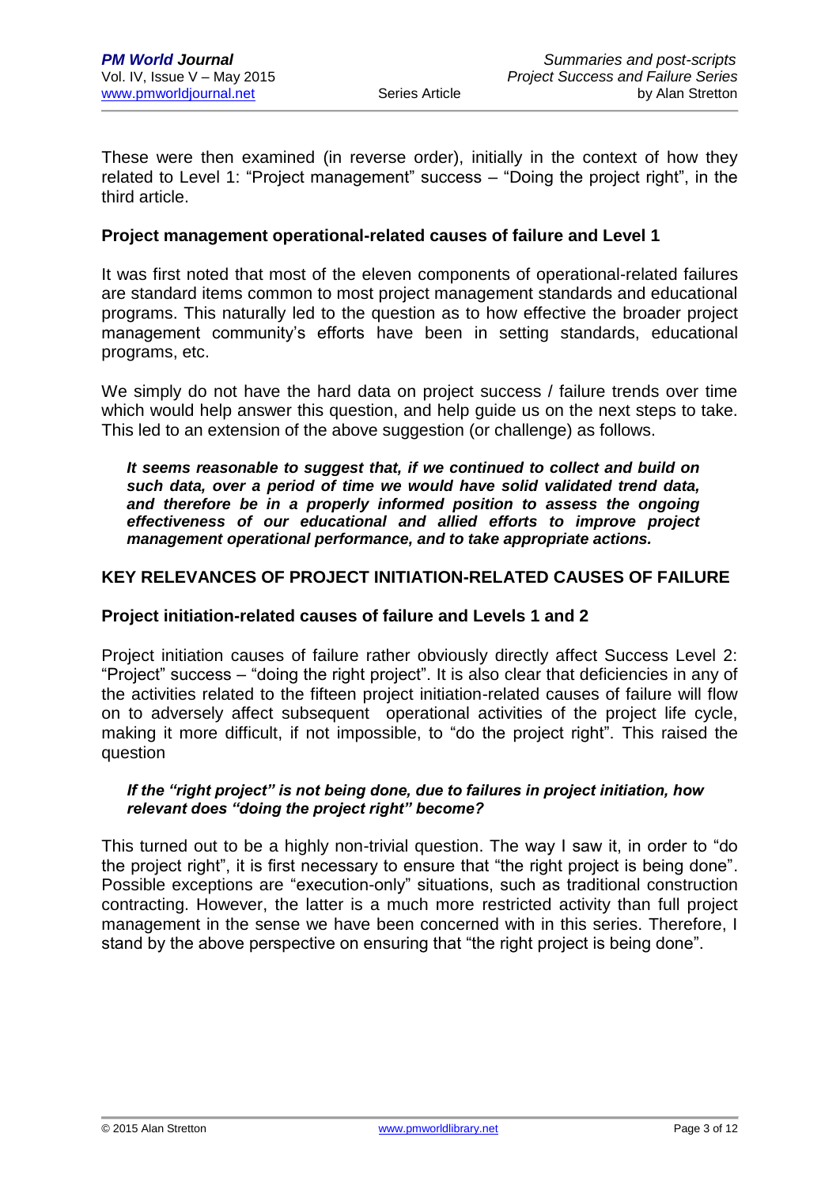These were then examined (in reverse order), initially in the context of how they related to Level 1: "Project management" success – "Doing the project right", in the third article.

### Project management operational-related causes of failure and Level 1

It was first noted that most of the eleven components of operational-related failures are standard items common to most project management standards and educational programs. This naturally led to the question as to how effective the broader project management community's efforts have been in setting standards, educational programs, etc.

We simply do not have the hard data on project success / failure trends over time which would help answer this question, and help guide us on the next steps to take. This led to an extension of the above suggestion (or challenge) as follows.

> ***It seems reasonable to suggest that, if we continued to collect and build on such data, over a period of time we would have solid validated trend data, and therefore be in a properly informed position to assess the ongoing effectiveness of our educational and allied efforts to improve project management operational performance, and to take appropriate actions.***

## KEY RELEVANCES OF PROJECT INITIATION-RELATED CAUSES OF FAILURE

### Project initiation-related causes of failure and Levels 1 and 2

Project initiation causes of failure rather obviously directly affect Success Level 2: "Project" success – "doing the right project". It is also clear that deficiencies in any of the activities related to the fifteen project initiation-related causes of failure will flow on to adversely affect subsequent operational activities of the project life cycle, making it more difficult, if not impossible, to "do the project right". This raised the question

> ***If the "right project" is not being done, due to failures in project initiation, how relevant does "doing the project right" become?***

This turned out to be a highly non-trivial question. The way I saw it, in order to "do the project right", it is first necessary to ensure that "the right project is being done". Possible exceptions are "execution-only" situations, such as traditional construction contracting. However, the latter is a much more restricted activity than full project management in the sense we have been concerned with in this series. Therefore, I stand by the above perspective on ensuring that "the right project is being done".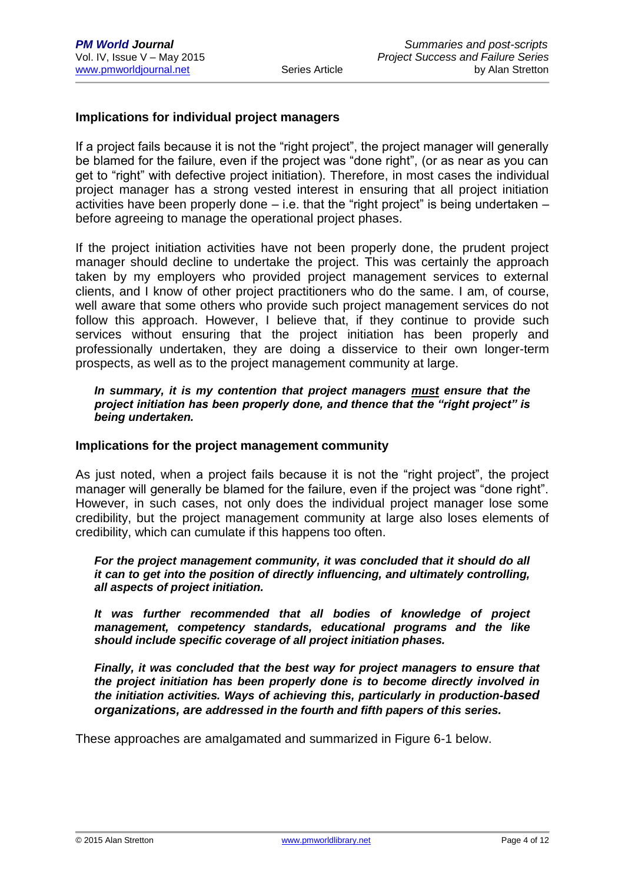## Implications for individual project managers

If a project fails because it is not the "right project", the project manager will generally be blamed for the failure, even if the project was "done right", (or as near as you can get to "right" with defective project initiation). Therefore, in most cases the individual project manager has a strong vested interest in ensuring that all project initiation activities have been properly done – i.e. that the "right project" is being undertaken – before agreeing to manage the operational project phases.

If the project initiation activities have not been properly done, the prudent project manager should decline to undertake the project. This was certainly the approach taken by my employers who provided project management services to external clients, and I know of other project practitioners who do the same. I am, of course, well aware that some others who provide such project management services do not follow this approach. However, I believe that, if they continue to provide such services without ensuring that the project initiation has been properly and professionally undertaken, they are doing a disservice to their own longer-term prospects, as well as to the project management community at large.

> ***In summary, it is my contention that project managers <u>must</u> ensure that the project initiation has been properly done, and thence that the "right project" is being undertaken.***

## Implications for the project management community

As just noted, when a project fails because it is not the "right project", the project manager will generally be blamed for the failure, even if the project was "done right". However, in such cases, not only does the individual project manager lose some credibility, but the project management community at large also loses elements of credibility, which can cumulate if this happens too often.

> ***For the project management community, it was concluded that it should do all it can to get into the position of directly influencing, and ultimately controlling, all aspects of project initiation.***
>
> ***It was further recommended that all bodies of knowledge of project management, competency standards, educational programs and the like should include specific coverage of all project initiation phases.***
>
> ***Finally, it was concluded that the best way for project managers to ensure that the project initiation has been properly done is to become directly involved in the initiation activities. Ways of achieving this, particularly in production-based organizations, are addressed in the fourth and fifth papers of this series.***

These approaches are amalgamated and summarized in Figure 6-1 below.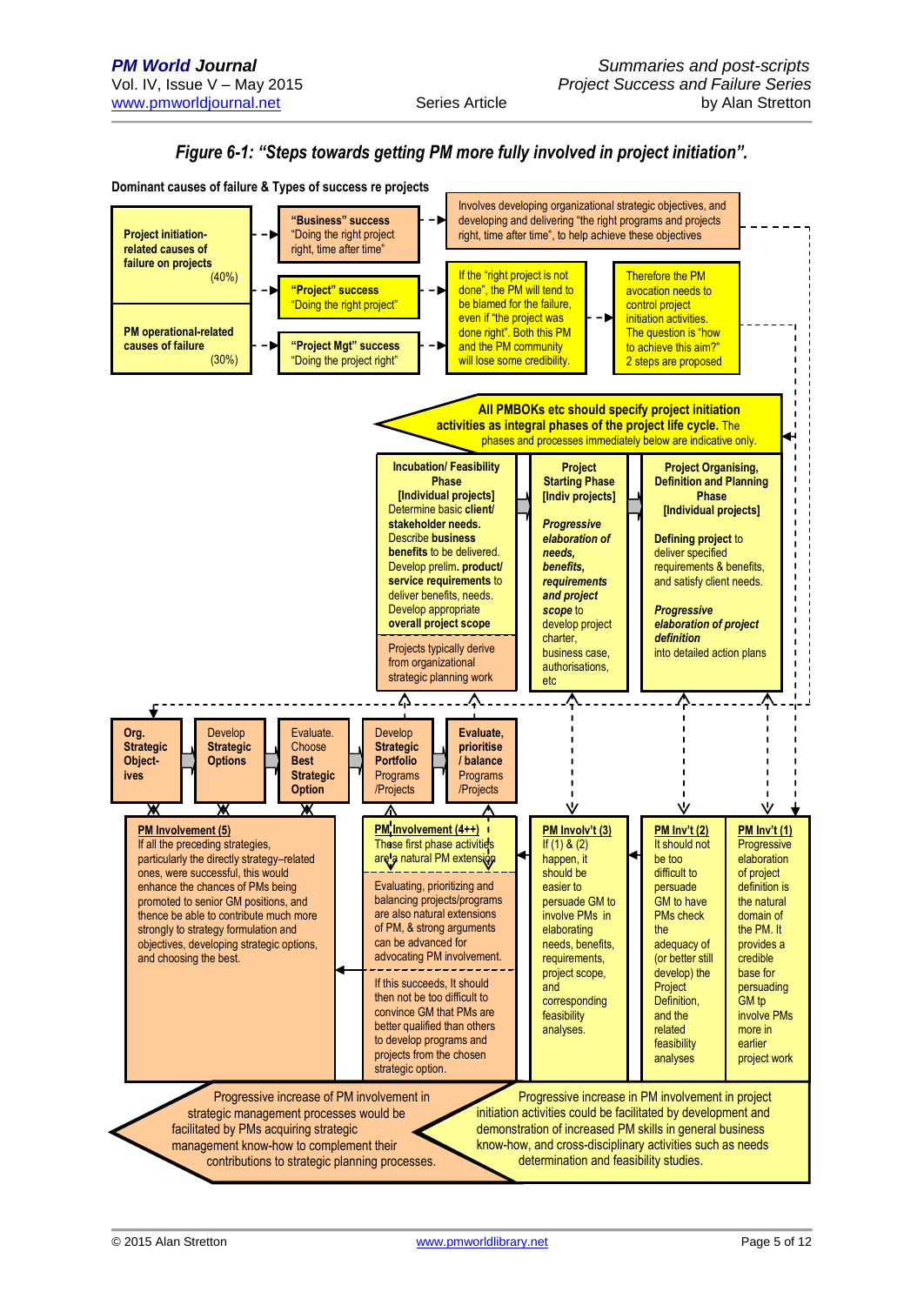## *Figure 6-1: "Steps towards getting PM more fully involved in project initiation".*

**Dominant causes of failure & Types of success re projects**

**Project initiation-related causes of failure on projects** (40%)

**PM operational-related causes of failure** (30%)

**"Business" success** "Doing the right project right, time after time"

Involves developing organizational strategic objectives, and developing and delivering "the right programs and projects right, time after time", to help achieve these objectives

**"Project" success** "Doing the right project"

**"Project Mgt" success** "Doing the project right"

If the "right project is not done", the PM will tend to be blamed for the failure, even if "the project was done right". Both this PM and the PM community will lose some credibility.

Therefore the PM avocation needs to control project initiation activities. The question is "how to achieve this aim?" 2 steps are proposed

**All PMBOKs etc should specify project initiation activities as integral phases of the project life cycle.** The phases and processes immediately below are indicative only.

**Incubation/ Feasibility Phase [Individual projects]**
Determine basic **client/ stakeholder needs.** Describe **business benefits** to be delivered. Develop prelim. **product/ service requirements** to deliver benefits, needs. Develop appropriate **overall project scope**

Projects typically derive from organizational strategic planning work

**Project Starting Phase [Indiv projects]**
***Progressive elaboration of needs, benefits, requirements and project scope*** to develop project charter, business case, authorisations, etc

**Project Organising, Definition and Planning Phase [Individual projects]**
**Defining project** to deliver specified requirements & benefits, and satisfy client needs.
***Progressive elaboration of project definition*** into detailed action plans

**Org. Strategic Object-ives** → **Develop Strategic Options** → **Evaluate. Choose Best Strategic Option** → **Develop Strategic Portfolio** Programs /Projects → **Evaluate, prioritise / balance** Programs /Projects

**PM Involvement (5)**
If all the preceding strategies, particularly the directly strategy–related ones, were successful, this would enhance the chances of PMs being promoted to senior GM positions, and thence be able to contribute much more strongly to strategy formulation and objectives, developing strategic options, and choosing the best.

**PM Involvement (4++)**
These first phase activities are a natural PM extension

Evaluating, prioritizing and balancing projects/programs are also natural extensions of PM, & strong arguments can be advanced for advocating PM involvement.

If this succeeds, It should then not be too difficult to convince GM that PMs are better qualified than others to develop programs and projects from the chosen strategic option.

**PM Involv't (3)**
If (1) & (2) happen, it should be easier to persuade GM to involve PMs in elaborating needs, benefits, requirements, project scope, and corresponding feasibility analyses.

**PM Inv't (2)**
It should not be too difficult to persuade GM to have PMs check the adequacy of (or better still develop) the Project Definition, and the related feasibility analyses

**PM Inv't (1)**
Progressive elaboration of project definition is the natural domain of the PM. It provides a credible base for persuading GM tp involve PMs more in earlier project work

Progressive increase of PM involvement in strategic management processes would be facilitated by PMs acquiring strategic management know-how to complement their contributions to strategic planning processes.

Progressive increase in PM involvement in project initiation activities could be facilitated by development and demonstration of increased PM skills in general business know-how, and cross-disciplinary activities such as needs determination and feasibility studies.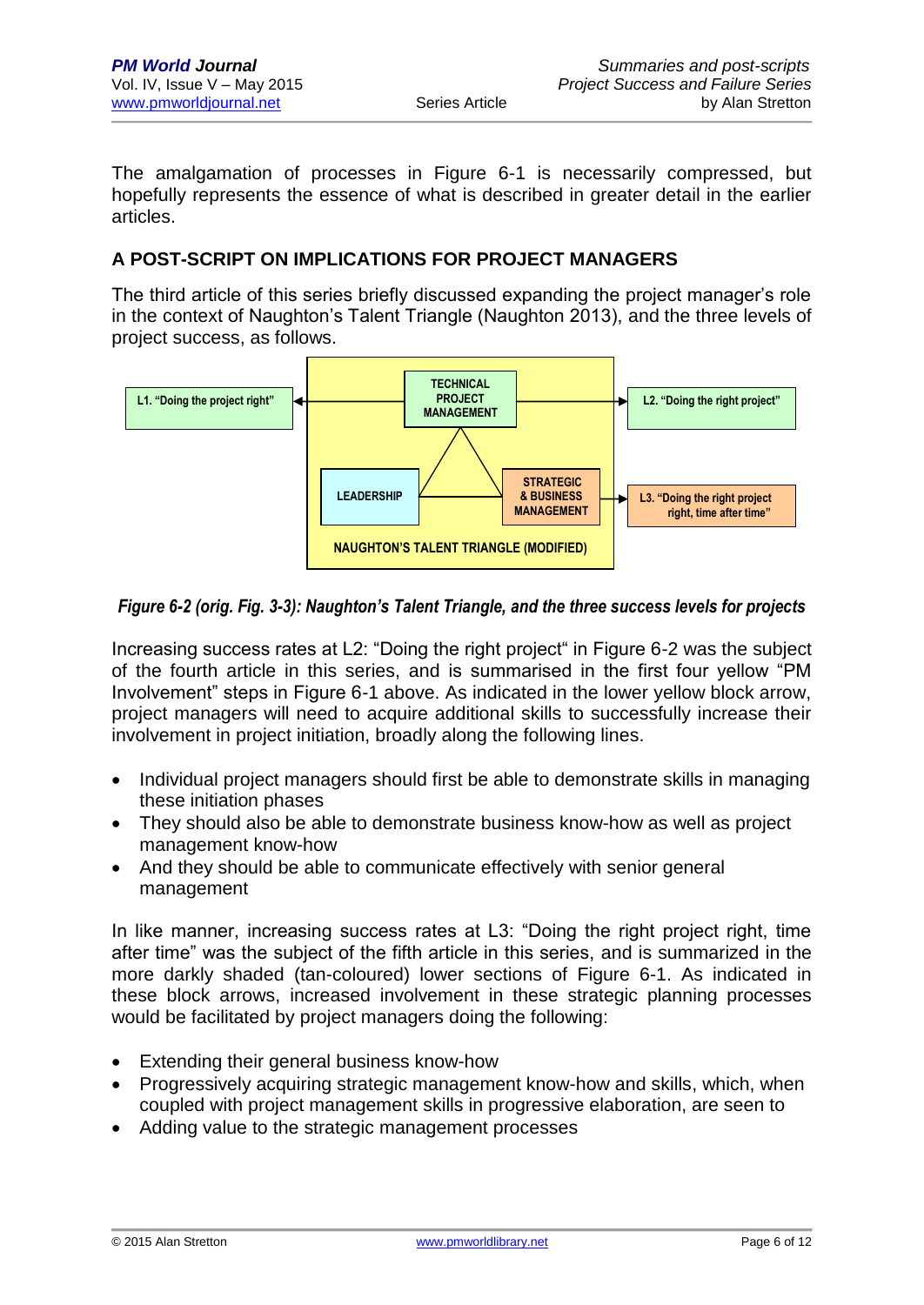The amalgamation of processes in Figure 6-1 is necessarily compressed, but hopefully represents the essence of what is described in greater detail in the earlier articles.

## A POST-SCRIPT ON IMPLICATIONS FOR PROJECT MANAGERS

The third article of this series briefly discussed expanding the project manager's role in the context of Naughton's Talent Triangle (Naughton 2013), and the three levels of project success, as follows.

L1. "Doing the project right" — TECHNICAL PROJECT MANAGEMENT — L2. "Doing the right project"

LEADERSHIP — STRATEGIC & BUSINESS MANAGEMENT — L3. "Doing the right project right, time after time"

NAUGHTON'S TALENT TRIANGLE (MODIFIED)

*Figure 6-2 (orig. Fig. 3-3): Naughton's Talent Triangle, and the three success levels for projects*

Increasing success rates at L2: "Doing the right project" in Figure 6-2 was the subject of the fourth article in this series, and is summarised in the first four yellow "PM Involvement" steps in Figure 6-1 above. As indicated in the lower yellow block arrow, project managers will need to acquire additional skills to successfully increase their involvement in project initiation, broadly along the following lines.

- Individual project managers should first be able to demonstrate skills in managing these initiation phases
- They should also be able to demonstrate business know-how as well as project management know-how
- And they should be able to communicate effectively with senior general management

In like manner, increasing success rates at L3: "Doing the right project right, time after time" was the subject of the fifth article in this series, and is summarized in the more darkly shaded (tan-coloured) lower sections of Figure 6-1. As indicated in these block arrows, increased involvement in these strategic planning processes would be facilitated by project managers doing the following:

- Extending their general business know-how
- Progressively acquiring strategic management know-how and skills, which, when coupled with project management skills in progressive elaboration, are seen to
- Adding value to the strategic management processes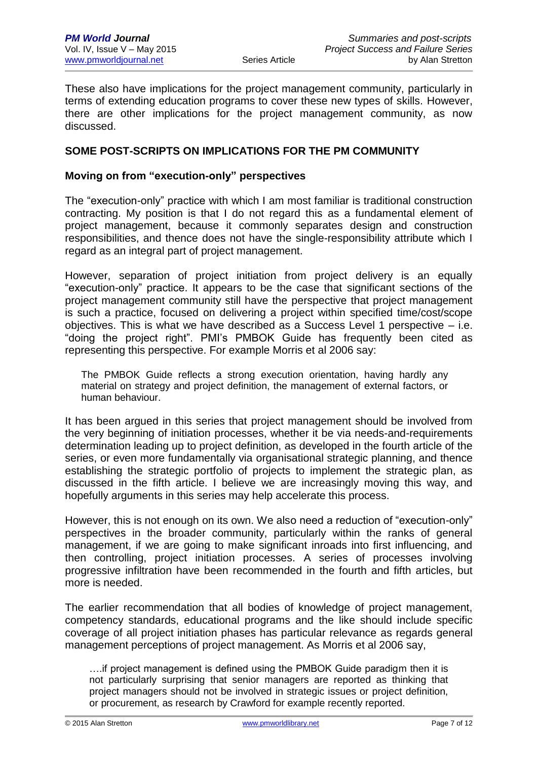These also have implications for the project management community, particularly in terms of extending education programs to cover these new types of skills. However, there are other implications for the project management community, as now discussed.

## SOME POST-SCRIPTS ON IMPLICATIONS FOR THE PM COMMUNITY

### Moving on from "execution-only" perspectives

The "execution-only" practice with which I am most familiar is traditional construction contracting. My position is that I do not regard this as a fundamental element of project management, because it commonly separates design and construction responsibilities, and thence does not have the single-responsibility attribute which I regard as an integral part of project management.

However, separation of project initiation from project delivery is an equally "execution-only" practice. It appears to be the case that significant sections of the project management community still have the perspective that project management is such a practice, focused on delivering a project within specified time/cost/scope objectives. This is what we have described as a Success Level 1 perspective – i.e. "doing the project right". PMI's PMBOK Guide has frequently been cited as representing this perspective. For example Morris et al 2006 say:

> The PMBOK Guide reflects a strong execution orientation, having hardly any material on strategy and project definition, the management of external factors, or human behaviour.

It has been argued in this series that project management should be involved from the very beginning of initiation processes, whether it be via needs-and-requirements determination leading up to project definition, as developed in the fourth article of the series, or even more fundamentally via organisational strategic planning, and thence establishing the strategic portfolio of projects to implement the strategic plan, as discussed in the fifth article. I believe we are increasingly moving this way, and hopefully arguments in this series may help accelerate this process.

However, this is not enough on its own. We also need a reduction of "execution-only" perspectives in the broader community, particularly within the ranks of general management, if we are going to make significant inroads into first influencing, and then controlling, project initiation processes. A series of processes involving progressive infiltration have been recommended in the fourth and fifth articles, but more is needed.

The earlier recommendation that all bodies of knowledge of project management, competency standards, educational programs and the like should include specific coverage of all project initiation phases has particular relevance as regards general management perceptions of project management. As Morris et al 2006 say,

> ….if project management is defined using the PMBOK Guide paradigm then it is not particularly surprising that senior managers are reported as thinking that project managers should not be involved in strategic issues or project definition, or procurement, as research by Crawford for example recently reported.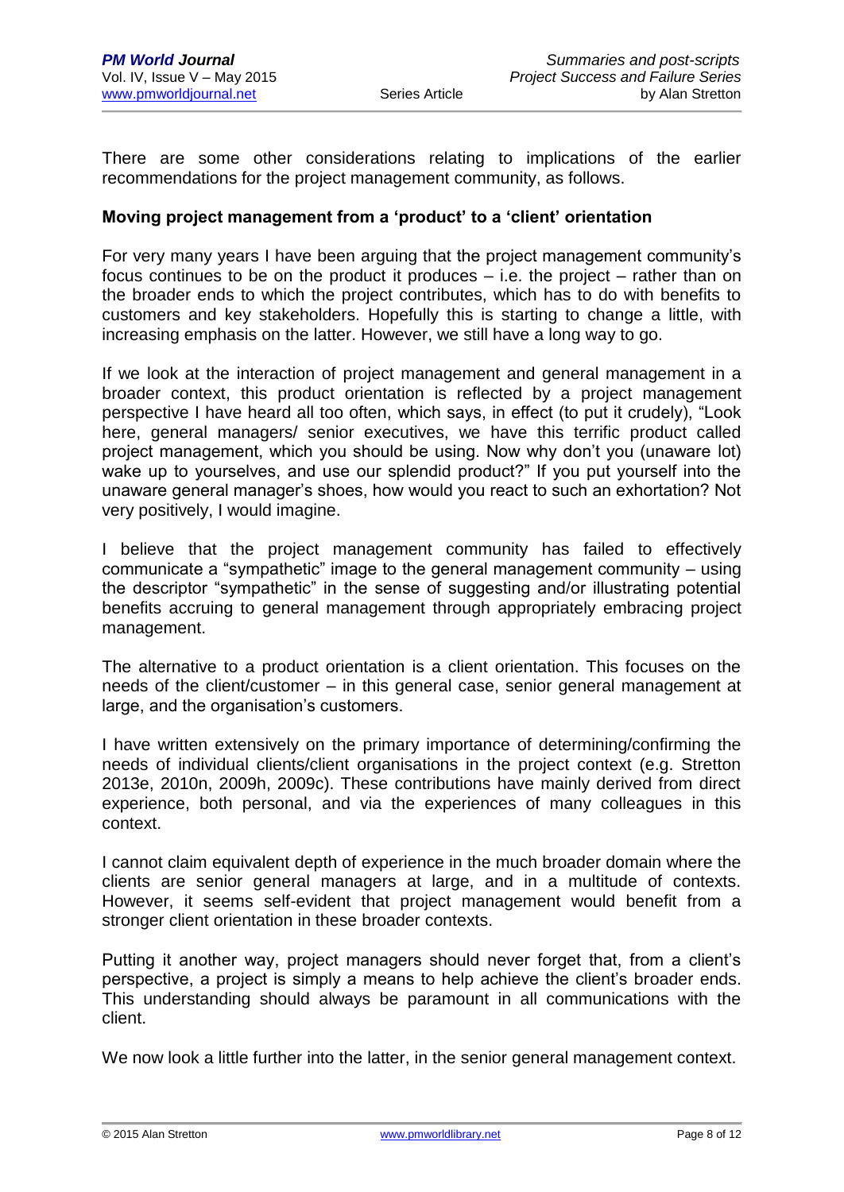There are some other considerations relating to implications of the earlier recommendations for the project management community, as follows.

**Moving project management from a 'product' to a 'client' orientation**

For very many years I have been arguing that the project management community's focus continues to be on the product it produces – i.e. the project – rather than on the broader ends to which the project contributes, which has to do with benefits to customers and key stakeholders. Hopefully this is starting to change a little, with increasing emphasis on the latter. However, we still have a long way to go.

If we look at the interaction of project management and general management in a broader context, this product orientation is reflected by a project management perspective I have heard all too often, which says, in effect (to put it crudely), "Look here, general managers/ senior executives, we have this terrific product called project management, which you should be using. Now why don't you (unaware lot) wake up to yourselves, and use our splendid product?" If you put yourself into the unaware general manager's shoes, how would you react to such an exhortation? Not very positively, I would imagine.

I believe that the project management community has failed to effectively communicate a "sympathetic" image to the general management community – using the descriptor "sympathetic" in the sense of suggesting and/or illustrating potential benefits accruing to general management through appropriately embracing project management.

The alternative to a product orientation is a client orientation. This focuses on the needs of the client/customer – in this general case, senior general management at large, and the organisation's customers.

I have written extensively on the primary importance of determining/confirming the needs of individual clients/client organisations in the project context (e.g. Stretton 2013e, 2010n, 2009h, 2009c). These contributions have mainly derived from direct experience, both personal, and via the experiences of many colleagues in this context.

I cannot claim equivalent depth of experience in the much broader domain where the clients are senior general managers at large, and in a multitude of contexts. However, it seems self-evident that project management would benefit from a stronger client orientation in these broader contexts.

Putting it another way, project managers should never forget that, from a client's perspective, a project is simply a means to help achieve the client's broader ends. This understanding should always be paramount in all communications with the client.

We now look a little further into the latter, in the senior general management context.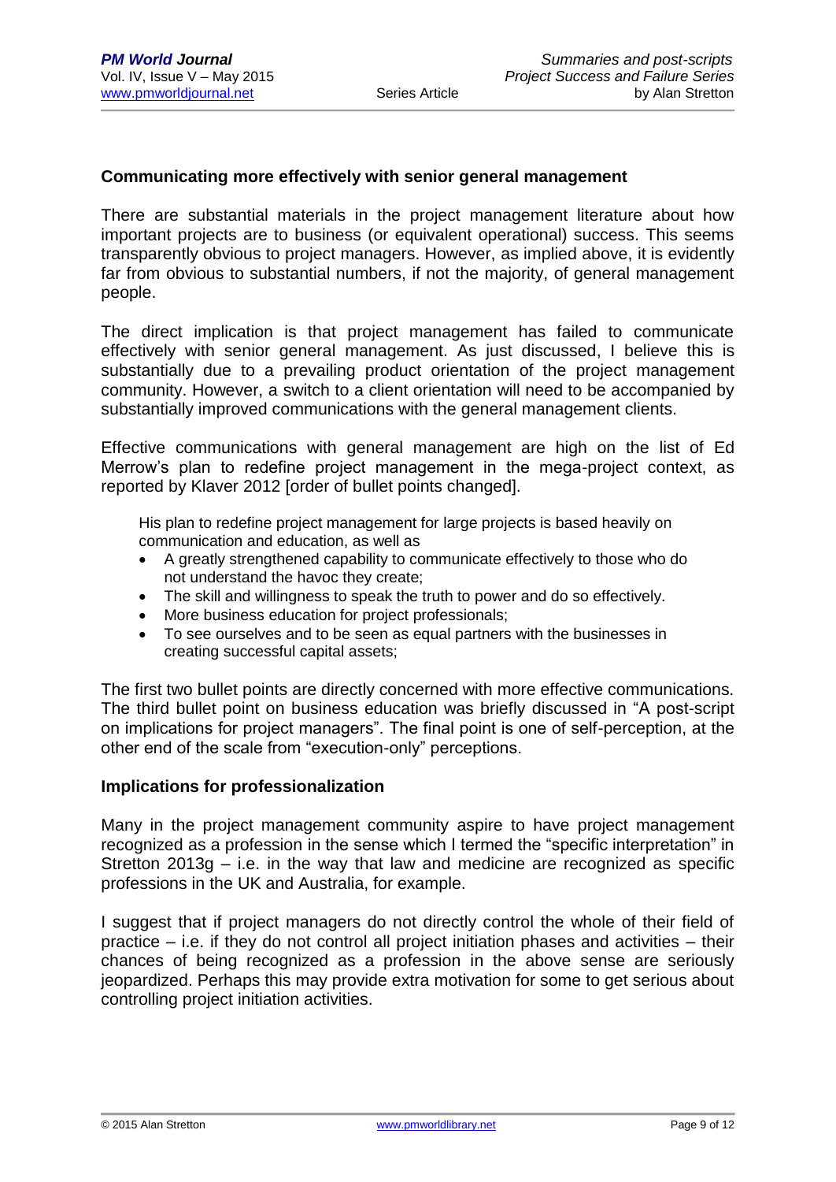**Communicating more effectively with senior general management**

There are substantial materials in the project management literature about how important projects are to business (or equivalent operational) success. This seems transparently obvious to project managers. However, as implied above, it is evidently far from obvious to substantial numbers, if not the majority, of general management people.

The direct implication is that project management has failed to communicate effectively with senior general management. As just discussed, I believe this is substantially due to a prevailing product orientation of the project management community. However, a switch to a client orientation will need to be accompanied by substantially improved communications with the general management clients.

Effective communications with general management are high on the list of Ed Merrow's plan to redefine project management in the mega-project context, as reported by Klaver 2012 [order of bullet points changed].

> His plan to redefine project management for large projects is based heavily on communication and education, as well as
>
> - A greatly strengthened capability to communicate effectively to those who do not understand the havoc they create;
> - The skill and willingness to speak the truth to power and do so effectively.
> - More business education for project professionals;
> - To see ourselves and to be seen as equal partners with the businesses in creating successful capital assets;

The first two bullet points are directly concerned with more effective communications. The third bullet point on business education was briefly discussed in "A post-script on implications for project managers". The final point is one of self-perception, at the other end of the scale from "execution-only" perceptions.

**Implications for professionalization**

Many in the project management community aspire to have project management recognized as a profession in the sense which I termed the "specific interpretation" in Stretton 2013g – i.e. in the way that law and medicine are recognized as specific professions in the UK and Australia, for example.

I suggest that if project managers do not directly control the whole of their field of practice – i.e. if they do not control all project initiation phases and activities – their chances of being recognized as a profession in the above sense are seriously jeopardized. Perhaps this may provide extra motivation for some to get serious about controlling project initiation activities.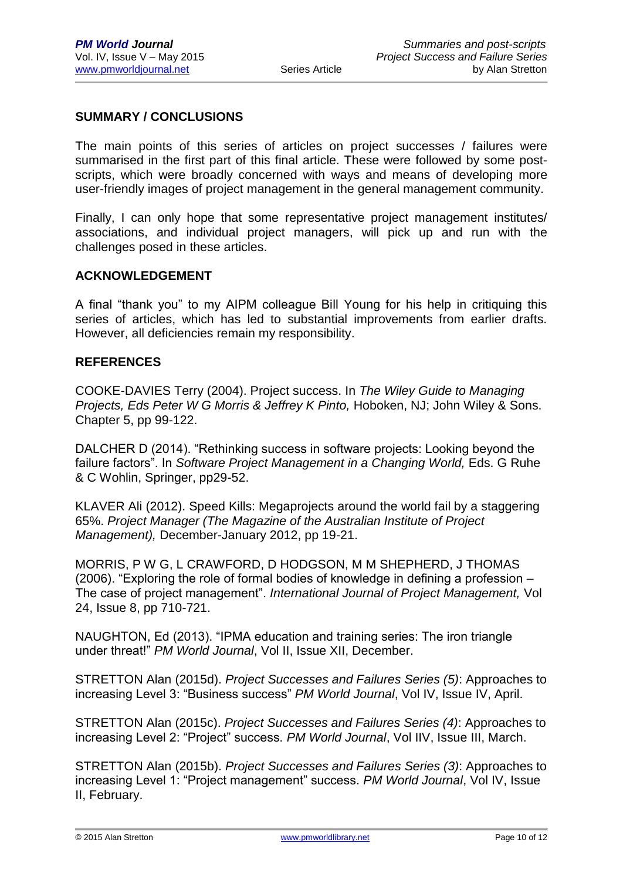## SUMMARY / CONCLUSIONS

The main points of this series of articles on project successes / failures were summarised in the first part of this final article. These were followed by some post-scripts, which were broadly concerned with ways and means of developing more user-friendly images of project management in the general management community.

Finally, I can only hope that some representative project management institutes/ associations, and individual project managers, will pick up and run with the challenges posed in these articles.

## ACKNOWLEDGEMENT

A final "thank you" to my AIPM colleague Bill Young for his help in critiquing this series of articles, which has led to substantial improvements from earlier drafts. However, all deficiencies remain my responsibility.

## REFERENCES

COOKE-DAVIES Terry (2004). Project success. In *The Wiley Guide to Managing Projects, Eds Peter W G Morris & Jeffrey K Pinto,* Hoboken, NJ; John Wiley & Sons. Chapter 5, pp 99-122.

DALCHER D (2014). "Rethinking success in software projects: Looking beyond the failure factors". In *Software Project Management in a Changing World,* Eds. G Ruhe & C Wohlin, Springer, pp29-52.

KLAVER Ali (2012). Speed Kills: Megaprojects around the world fail by a staggering 65%. *Project Manager (The Magazine of the Australian Institute of Project Management),* December-January 2012, pp 19-21.

MORRIS, P W G, L CRAWFORD, D HODGSON, M M SHEPHERD, J THOMAS (2006). "Exploring the role of formal bodies of knowledge in defining a profession – The case of project management". *International Journal of Project Management,* Vol 24, Issue 8, pp 710-721.

NAUGHTON, Ed (2013). "IPMA education and training series: The iron triangle under threat!" *PM World Journal*, Vol II, Issue XII, December.

STRETTON Alan (2015d). *Project Successes and Failures Series (5)*: Approaches to increasing Level 3: "Business success" *PM World Journal*, Vol IV, Issue IV, April.

STRETTON Alan (2015c). *Project Successes and Failures Series (4)*: Approaches to increasing Level 2: "Project" success. *PM World Journal*, Vol IIV, Issue III, March.

STRETTON Alan (2015b). *Project Successes and Failures Series (3)*: Approaches to increasing Level 1: "Project management" success. *PM World Journal*, Vol IV, Issue II, February.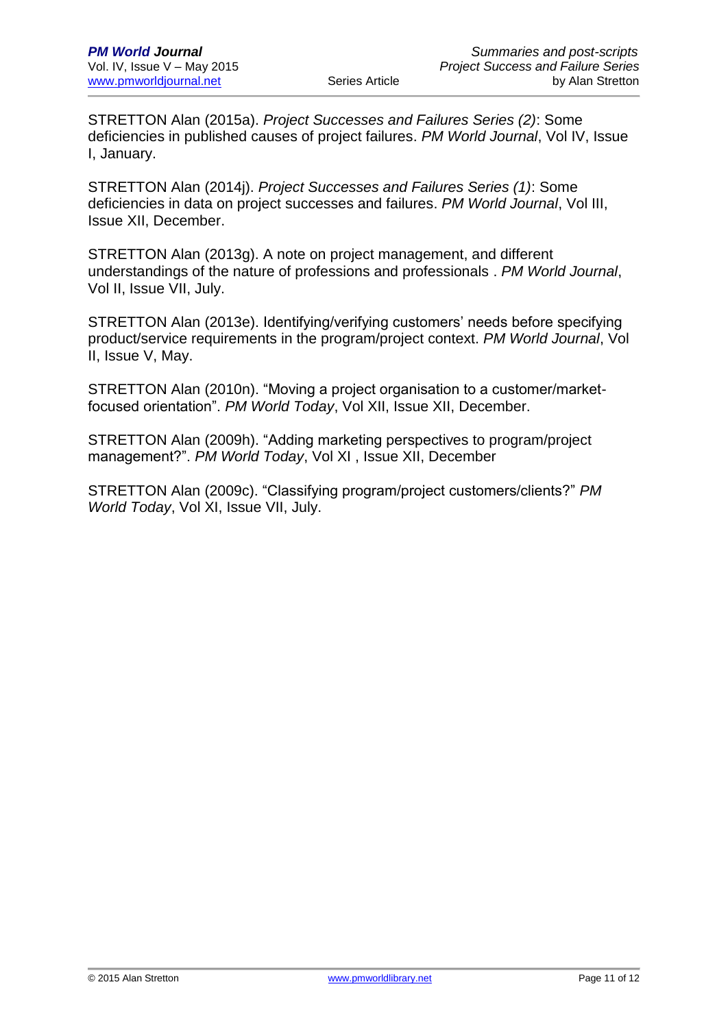STRETTON Alan (2015a). *Project Successes and Failures Series (2)*: Some deficiencies in published causes of project failures. *PM World Journal*, Vol IV, Issue I, January.

STRETTON Alan (2014j). *Project Successes and Failures Series (1)*: Some deficiencies in data on project successes and failures. *PM World Journal*, Vol III, Issue XII, December.

STRETTON Alan (2013g). A note on project management, and different understandings of the nature of professions and professionals . *PM World Journal*, Vol II, Issue VII, July.

STRETTON Alan (2013e). Identifying/verifying customers' needs before specifying product/service requirements in the program/project context. *PM World Journal*, Vol II, Issue V, May.

STRETTON Alan (2010n). "Moving a project organisation to a customer/market-focused orientation". *PM World Today*, Vol XII, Issue XII, December.

STRETTON Alan (2009h). "Adding marketing perspectives to program/project management?". *PM World Today*, Vol XI , Issue XII, December

STRETTON Alan (2009c). "Classifying program/project customers/clients?" *PM World Today*, Vol XI, Issue VII, July.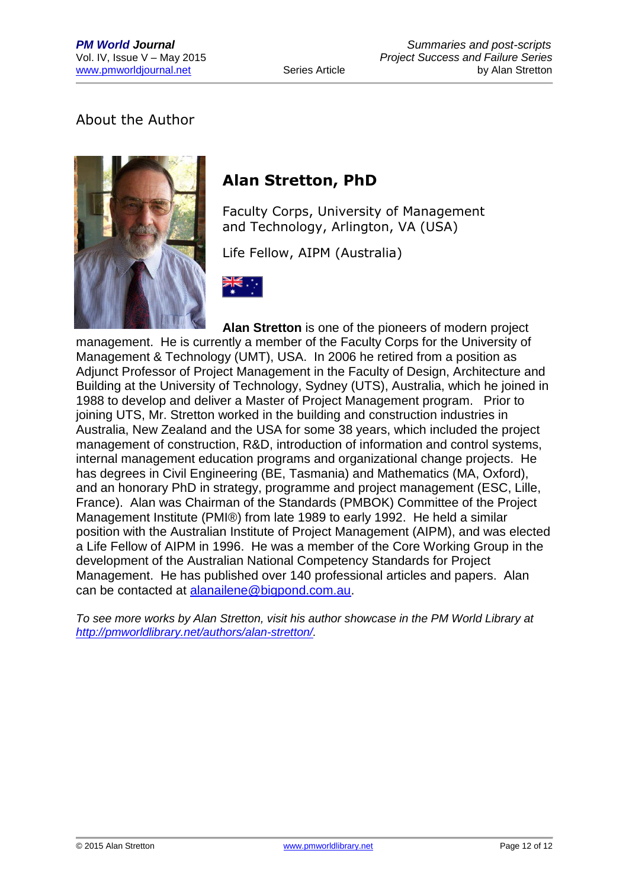## About the Author

### Alan Stretton, PhD

Faculty Corps, University of Management and Technology, Arlington, VA (USA)

Life Fellow, AIPM (Australia)

**Alan Stretton** is one of the pioneers of modern project management. He is currently a member of the Faculty Corps for the University of Management & Technology (UMT), USA. In 2006 he retired from a position as Adjunct Professor of Project Management in the Faculty of Design, Architecture and Building at the University of Technology, Sydney (UTS), Australia, which he joined in 1988 to develop and deliver a Master of Project Management program. Prior to joining UTS, Mr. Stretton worked in the building and construction industries in Australia, New Zealand and the USA for some 38 years, which included the project management of construction, R&D, introduction of information and control systems, internal management education programs and organizational change projects. He has degrees in Civil Engineering (BE, Tasmania) and Mathematics (MA, Oxford), and an honorary PhD in strategy, programme and project management (ESC, Lille, France). Alan was Chairman of the Standards (PMBOK) Committee of the Project Management Institute (PMI®) from late 1989 to early 1992. He held a similar position with the Australian Institute of Project Management (AIPM), and was elected a Life Fellow of AIPM in 1996. He was a member of the Core Working Group in the development of the Australian National Competency Standards for Project Management. He has published over 140 professional articles and papers. Alan can be contacted at alanailene@bigpond.com.au.

*To see more works by Alan Stretton, visit his author showcase in the PM World Library at http://pmworldlibrary.net/authors/alan-stretton/.*